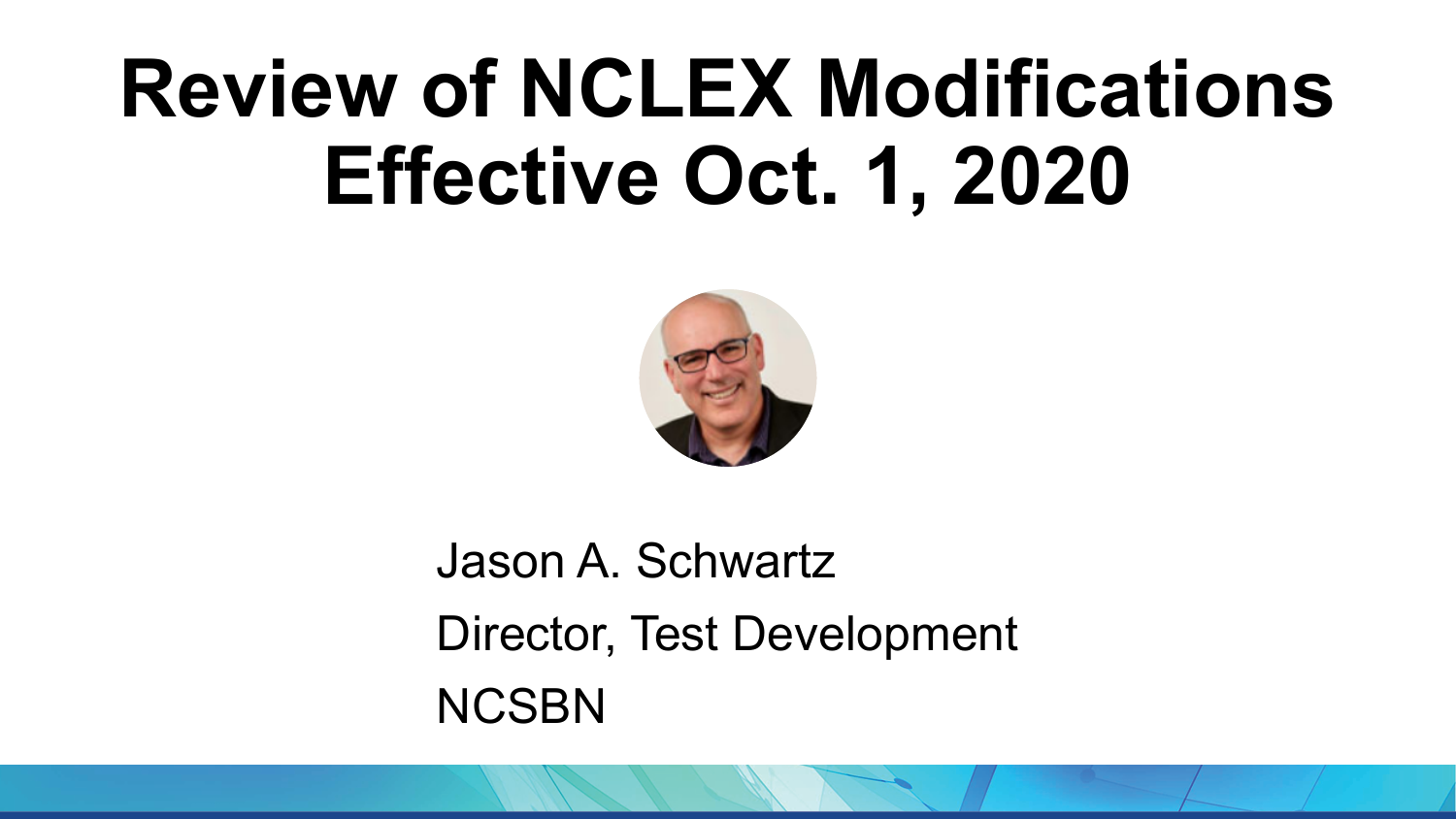# Review of NCLEX Modifications Effective Oct. 1, 2020

Jason A. Schwartz

Director, Test Development

NCSBN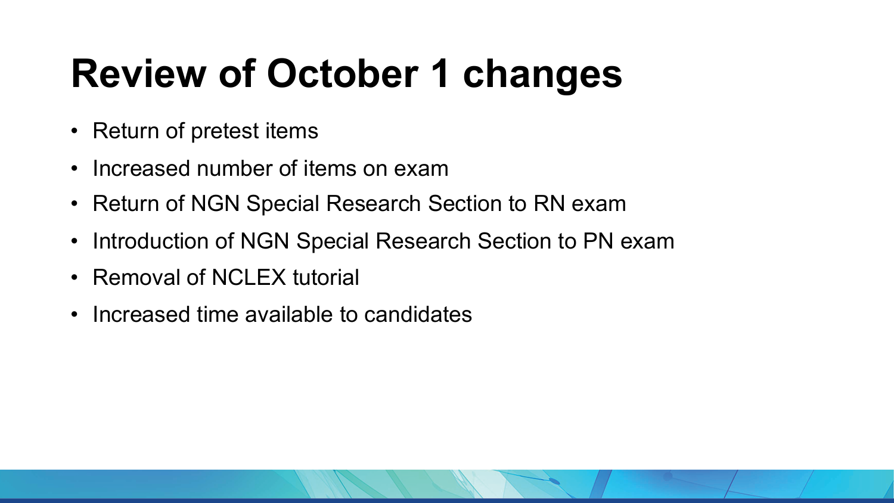# Review of October 1 changes

- Return of pretest items
- Increased number of items on exam
- Return of NGN Special Research Section to RN exam
- Introduction of NGN Special Research Section to PN exam
- Removal of NCLEX tutorial
- Increased time available to candidates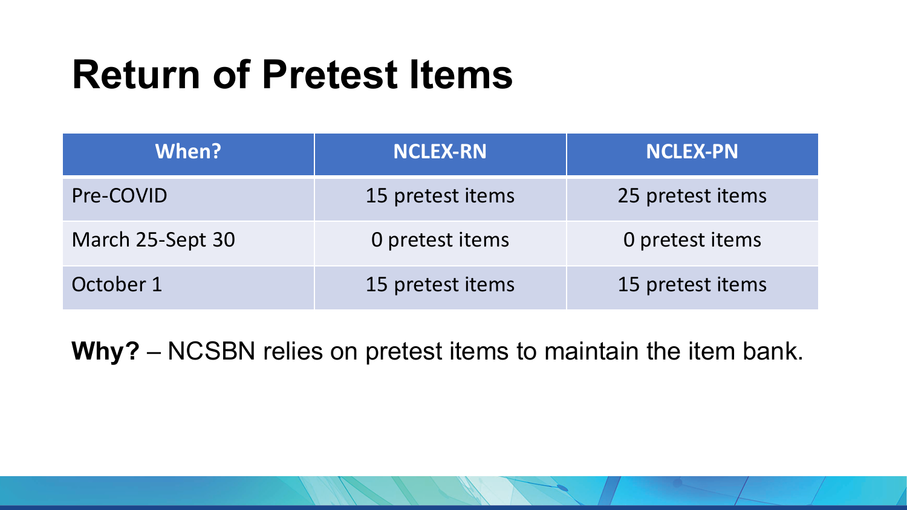# Return of Pretest Items

| When? | NCLEX-RN | NCLEX-PN |
| --- | --- | --- |
| Pre-COVID | 15 pretest items | 25 pretest items |
| March 25-Sept 30 | 0 pretest items | 0 pretest items |
| October 1 | 15 pretest items | 15 pretest items |

**Why?** – NCSBN relies on pretest items to maintain the item bank.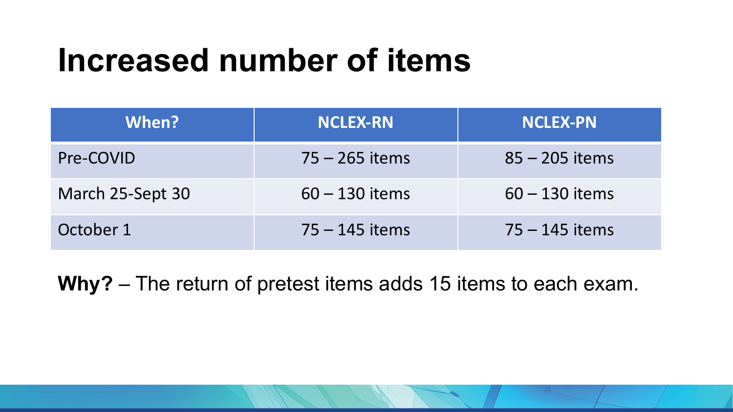# Increased number of items

| When? | NCLEX-RN | NCLEX-PN |
| --- | --- | --- |
| Pre-COVID | 75 – 265 items | 85 – 205 items |
| March 25-Sept 30 | 60 – 130 items | 60 – 130 items |
| October 1 | 75 – 145 items | 75 – 145 items |

**Why?** – The return of pretest items adds 15 items to each exam.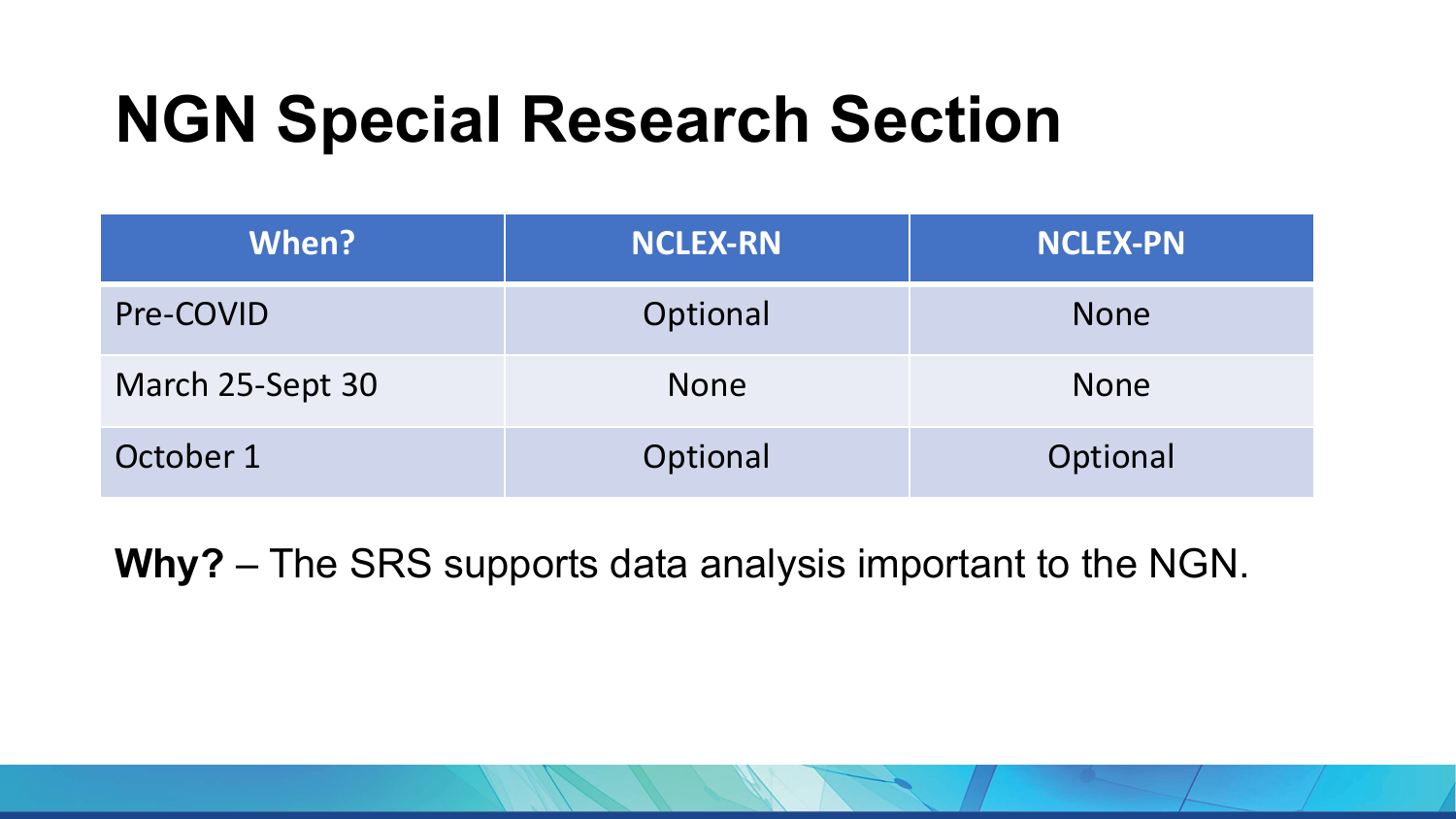# NGN Special Research Section

| When? | NCLEX-RN | NCLEX-PN |
| --- | --- | --- |
| Pre-COVID | Optional | None |
| March 25-Sept 30 | None | None |
| October 1 | Optional | Optional |

**Why?** – The SRS supports data analysis important to the NGN.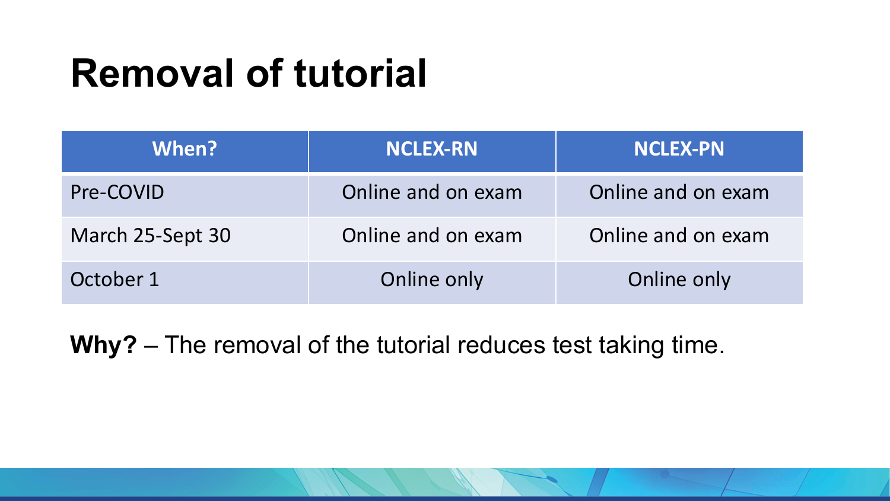# Removal of tutorial

| When? | NCLEX-RN | NCLEX-PN |
|---|---|---|
| Pre-COVID | Online and on exam | Online and on exam |
| March 25-Sept 30 | Online and on exam | Online and on exam |
| October 1 | Online only | Online only |

**Why?** – The removal of the tutorial reduces test taking time.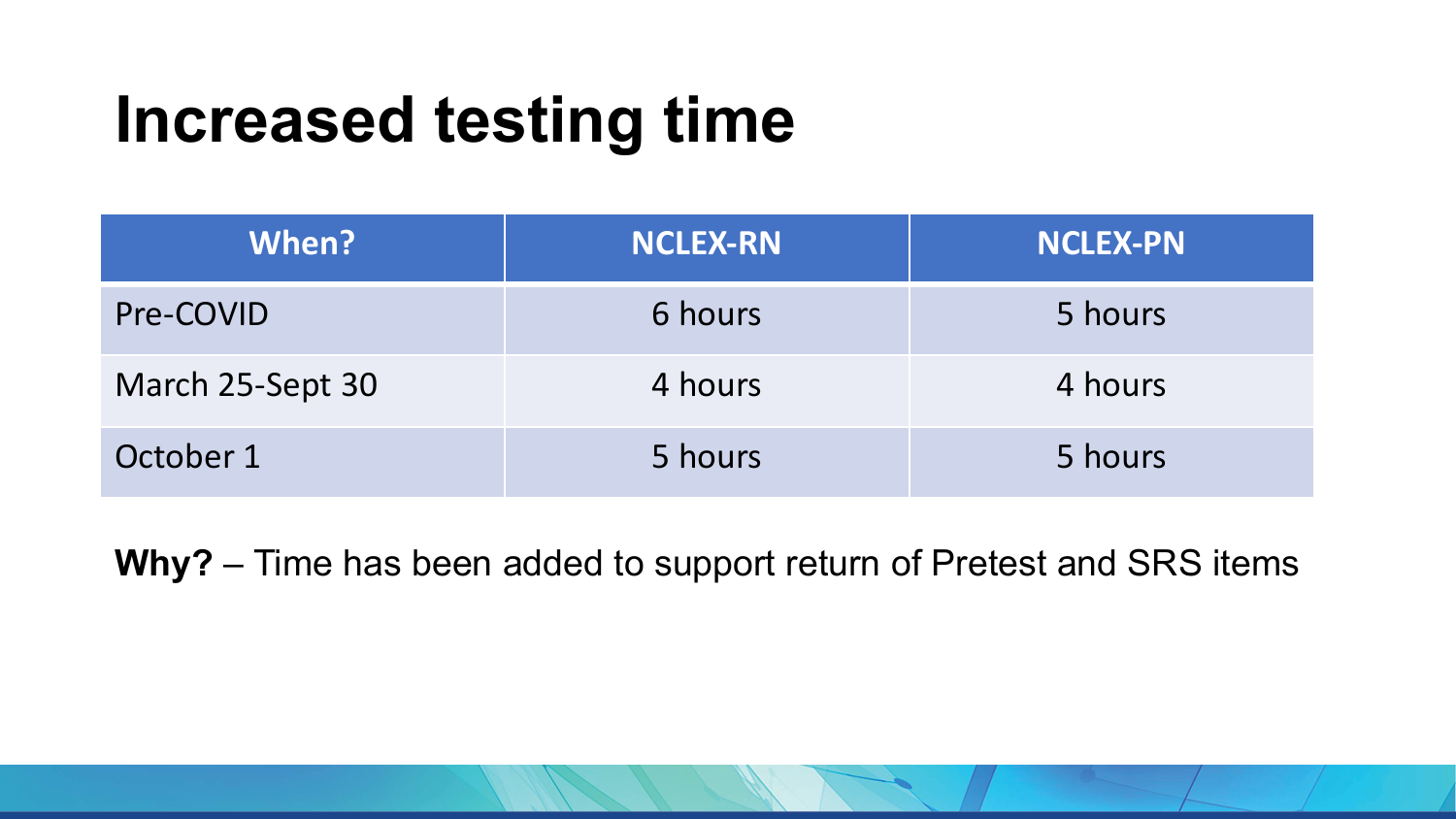# Increased testing time

| When? | NCLEX-RN | NCLEX-PN |
|---|---|---|
| Pre-COVID | 6 hours | 5 hours |
| March 25-Sept 30 | 4 hours | 4 hours |
| October 1 | 5 hours | 5 hours |

**Why?** – Time has been added to support return of Pretest and SRS items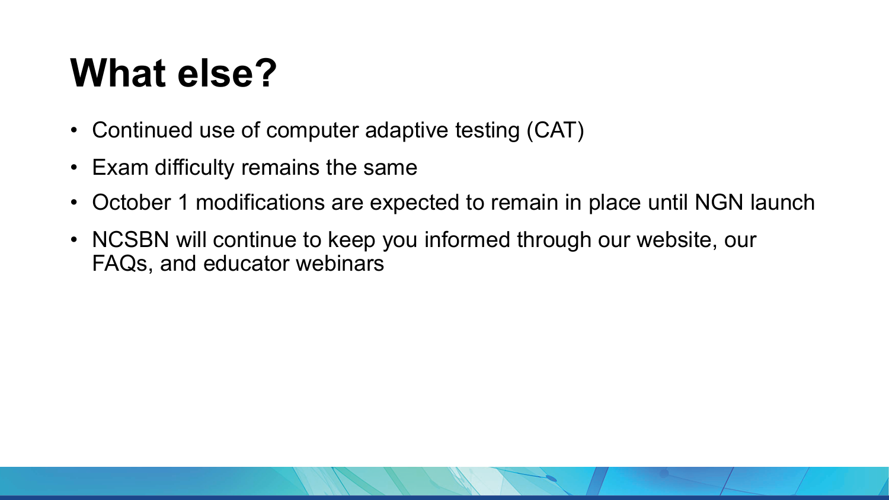# What else?

- Continued use of computer adaptive testing (CAT)
- Exam difficulty remains the same
- October 1 modifications are expected to remain in place until NGN launch
- NCSBN will continue to keep you informed through our website, our FAQs, and educator webinars